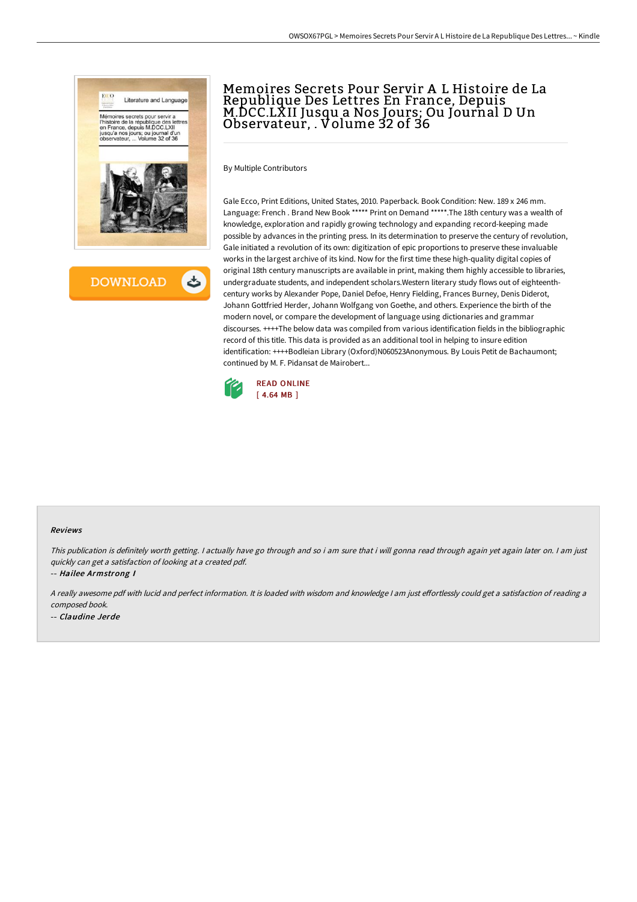# Memoires Secrets Pour Servir A L Histoire de La Republique Des Lettres En France, Depuis M.DCC.LXII Jusqu a Nos Jours; Ou Journal D Un Observateur, . Volume 32 of 36

By Multiple Contributors

Gale Ecco, Print Editions, United States, 2010. Paperback. Book Condition: New. 189 x 246 mm. Language: French . Brand New Book ***** Print on Demand *****.The 18th century was a wealth of knowledge, exploration and rapidly growing technology and expanding record-keeping made possible by advances in the printing press. In its determination to preserve the century of revolution, Gale initiated a revolution of its own: digitization of epic proportions to preserve these invaluable works in the largest archive of its kind. Now for the first time these high-quality digital copies of original 18th century manuscripts are available in print, making them highly accessible to libraries, undergraduate students, and independent scholars.Western literary study flows out of eighteenth-century works by Alexander Pope, Daniel Defoe, Henry Fielding, Frances Burney, Denis Diderot, Johann Gottfried Herder, Johann Wolfgang von Goethe, and others. Experience the birth of the modern novel, or compare the development of language using dictionaries and grammar discourses. ++++The below data was compiled from various identification fields in the bibliographic record of this title. This data is provided as an additional tool in helping to insure edition identification: ++++Bodleian Library (Oxford)N060523Anonymous. By Louis Petit de Bachaumont; continued by M. F. Pidansat de Mairobert...

READ ONLINE
[ 4.64 MB ]

#### Reviews

*This publication is definitely worth getting. I actually have go through and so i am sure that i will gonna read through again yet again later on. I am just quickly can get a satisfaction of looking at a created pdf.*

-- *Hailee Armstrong I*

*A really awesome pdf with lucid and perfect information. It is loaded with wisdom and knowledge I am just effortlessly could get a satisfaction of reading a composed book.*

-- *Claudine Jerde*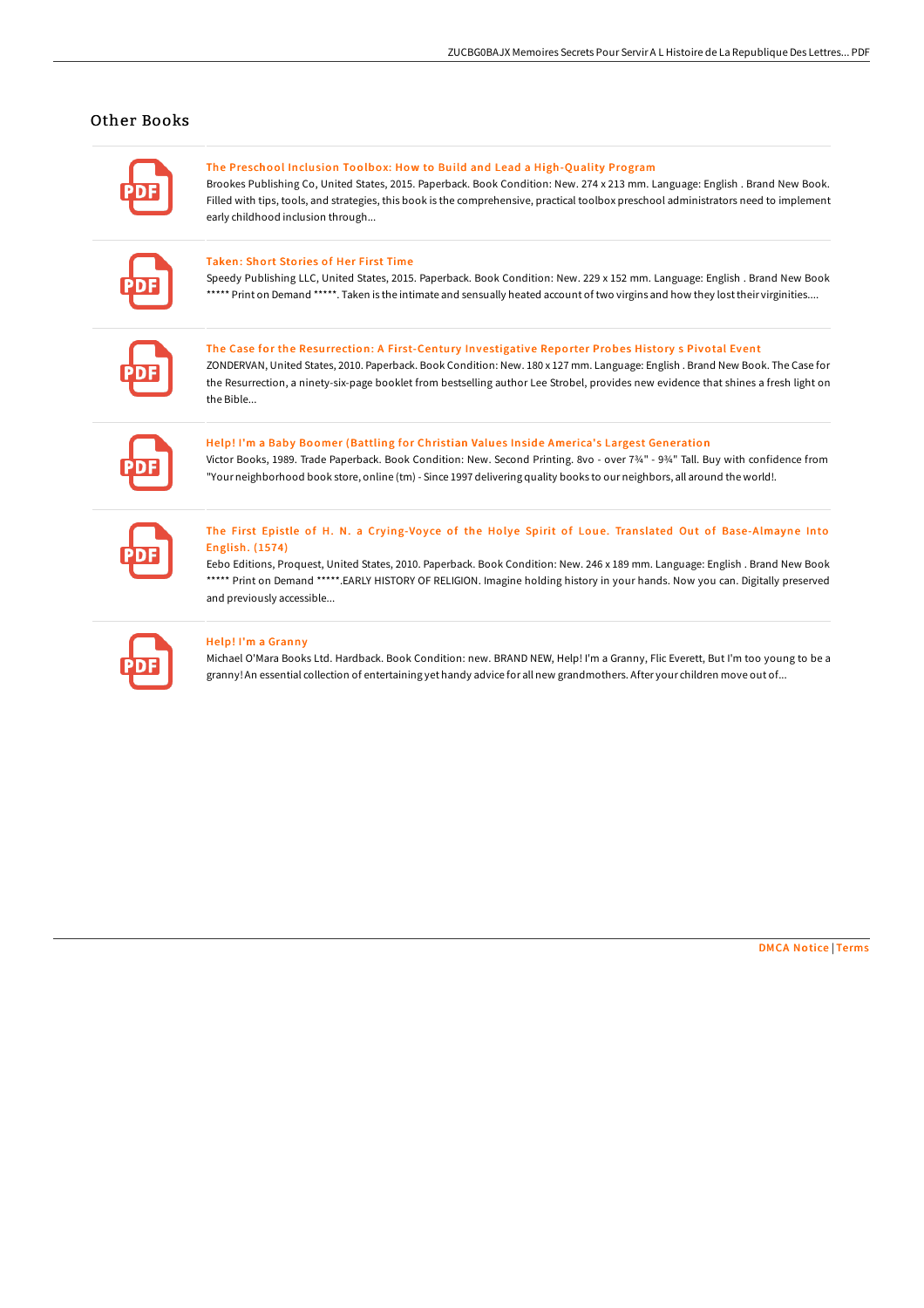## Other Books

### The Preschool Inclusion Toolbox: How to Build and Lead a High-Quality Program

Brookes Publishing Co, United States, 2015. Paperback. Book Condition: New. 274 x 213 mm. Language: English . Brand New Book. Filled with tips, tools, and strategies, this book is the comprehensive, practical toolbox preschool administrators need to implement early childhood inclusion through...

### Taken: Short Stories of Her First Time

Speedy Publishing LLC, United States, 2015. Paperback. Book Condition: New. 229 x 152 mm. Language: English . Brand New Book ***** Print on Demand *****. Taken is the intimate and sensually heated account of two virgins and how they lost their virginities....

### The Case for the Resurrection: A First-Century Investigative Reporter Probes History s Pivotal Event

ZONDERVAN, United States, 2010. Paperback. Book Condition: New. 180 x 127 mm. Language: English . Brand New Book. The Case for the Resurrection, a ninety-six-page booklet from bestselling author Lee Strobel, provides new evidence that shines a fresh light on the Bible...

### Help! I'm a Baby Boomer (Battling for Christian Values Inside America's Largest Generation

Victor Books, 1989. Trade Paperback. Book Condition: New. Second Printing. 8vo - over 7¾" - 9¾" Tall. Buy with confidence from "Your neighborhood book store, online (tm) - Since 1997 delivering quality books to our neighbors, all around the world!.

### The First Epistle of H. N. a Crying-Voyce of the Holye Spirit of Loue. Translated Out of Base-Almayne Into English. (1574)

Eebo Editions, Proquest, United States, 2010. Paperback. Book Condition: New. 246 x 189 mm. Language: English . Brand New Book ***** Print on Demand *****.EARLY HISTORY OF RELIGION. Imagine holding history in your hands. Now you can. Digitally preserved and previously accessible...

### Help! I'm a Granny

Michael O'Mara Books Ltd. Hardback. Book Condition: new. BRAND NEW, Help! I'm a Granny, Flic Everett, But I'm too young to be a granny! An essential collection of entertaining yet handy advice for all new grandmothers. After your children move out of...

DMCA Notice | Terms